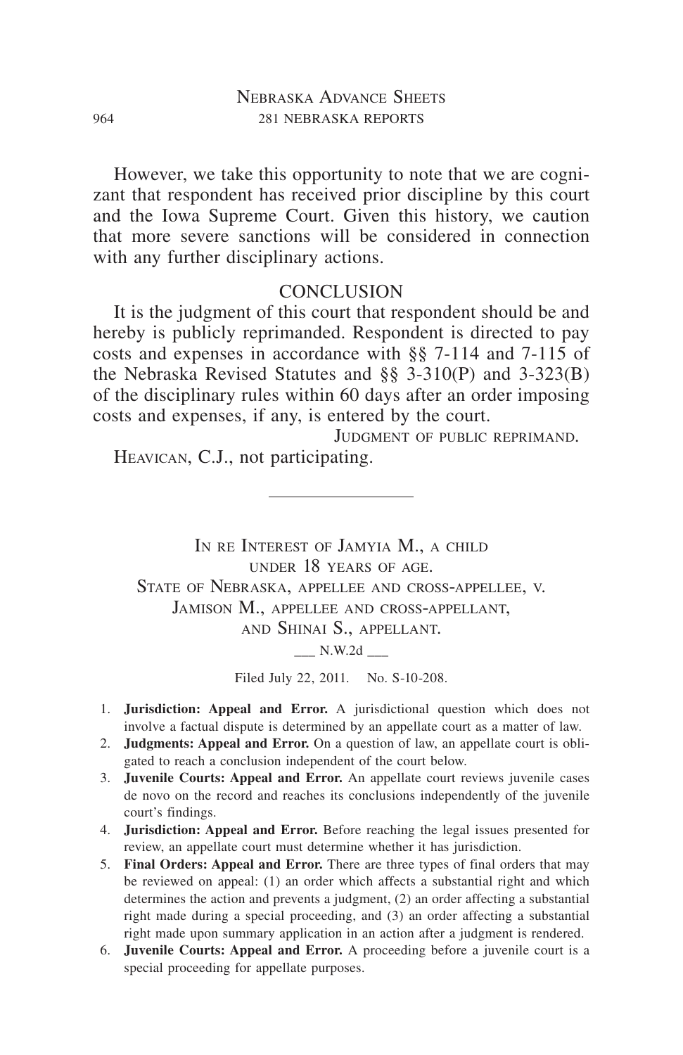However, we take this opportunity to note that we are cognizant that respondent has received prior discipline by this court and the Iowa Supreme Court. Given this history, we caution that more severe sanctions will be considered in connection with any further disciplinary actions.

## CONCLUSION

It is the judgment of this court that respondent should be and hereby is publicly reprimanded. Respondent is directed to pay costs and expenses in accordance with §§ 7-114 and 7-115 of the Nebraska Revised Statutes and §§ 3-310(P) and 3-323(B) of the disciplinary rules within 60 days after an order imposing costs and expenses, if any, is entered by the court.

JUDGMENT OF PUBLIC REPRIMAND.

HEAVICAN, C.J., not participating.

---

# IN RE INTEREST OF JAMYIA M., A CHILD UNDER 18 YEARS OF AGE.

STATE OF NEBRASKA, APPELLEE AND CROSS-APPELLEE, V. JAMISON M., APPELLEE AND CROSS-APPELLANT, AND SHINAI S., APPELLANT.

___ N.W.2d ___

Filed July 22, 2011. No. S-10-208.

1. **Jurisdiction: Appeal and Error.** A jurisdictional question which does not involve a factual dispute is determined by an appellate court as a matter of law.
2. **Judgments: Appeal and Error.** On a question of law, an appellate court is obligated to reach a conclusion independent of the court below.
3. **Juvenile Courts: Appeal and Error.** An appellate court reviews juvenile cases de novo on the record and reaches its conclusions independently of the juvenile court's findings.
4. **Jurisdiction: Appeal and Error.** Before reaching the legal issues presented for review, an appellate court must determine whether it has jurisdiction.
5. **Final Orders: Appeal and Error.** There are three types of final orders that may be reviewed on appeal: (1) an order which affects a substantial right and which determines the action and prevents a judgment, (2) an order affecting a substantial right made during a special proceeding, and (3) an order affecting a substantial right made upon summary application in an action after a judgment is rendered.
6. **Juvenile Courts: Appeal and Error.** A proceeding before a juvenile court is a special proceeding for appellate purposes.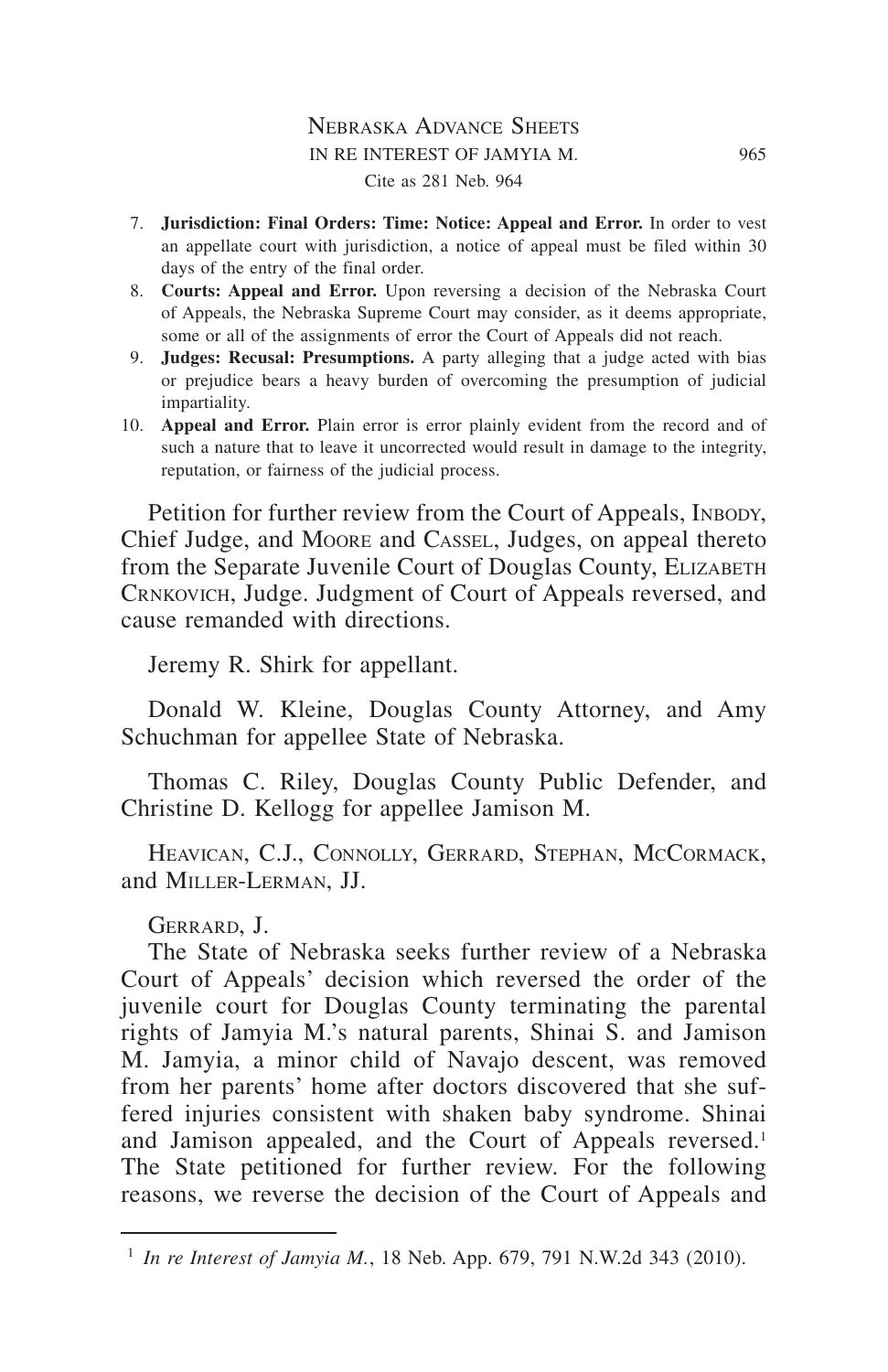7. **Jurisdiction: Final Orders: Time: Notice: Appeal and Error.** In order to vest an appellate court with jurisdiction, a notice of appeal must be filed within 30 days of the entry of the final order.
8. **Courts: Appeal and Error.** Upon reversing a decision of the Nebraska Court of Appeals, the Nebraska Supreme Court may consider, as it deems appropriate, some or all of the assignments of error the Court of Appeals did not reach.
9. **Judges: Recusal: Presumptions.** A party alleging that a judge acted with bias or prejudice bears a heavy burden of overcoming the presumption of judicial impartiality.
10. **Appeal and Error.** Plain error is error plainly evident from the record and of such a nature that to leave it uncorrected would result in damage to the integrity, reputation, or fairness of the judicial process.

Petition for further review from the Court of Appeals, Inbody, Chief Judge, and Moore and Cassel, Judges, on appeal thereto from the Separate Juvenile Court of Douglas County, Elizabeth Crnkovich, Judge. Judgment of Court of Appeals reversed, and cause remanded with directions.

Jeremy R. Shirk for appellant.

Donald W. Kleine, Douglas County Attorney, and Amy Schuchman for appellee State of Nebraska.

Thomas C. Riley, Douglas County Public Defender, and Christine D. Kellogg for appellee Jamison M.

Heavican, C.J., Connolly, Gerrard, Stephan, McCormack, and Miller-Lerman, JJ.

Gerrard, J.

The State of Nebraska seeks further review of a Nebraska Court of Appeals' decision which reversed the order of the juvenile court for Douglas County terminating the parental rights of Jamyia M.'s natural parents, Shinai S. and Jamison M. Jamyia, a minor child of Navajo descent, was removed from her parents' home after doctors discovered that she suffered injuries consistent with shaken baby syndrome. Shinai and Jamison appealed, and the Court of Appeals reversed.[1] The State petitioned for further review. For the following reasons, we reverse the decision of the Court of Appeals and

[1] *In re Interest of Jamyia M.*, 18 Neb. App. 679, 791 N.W.2d 343 (2010).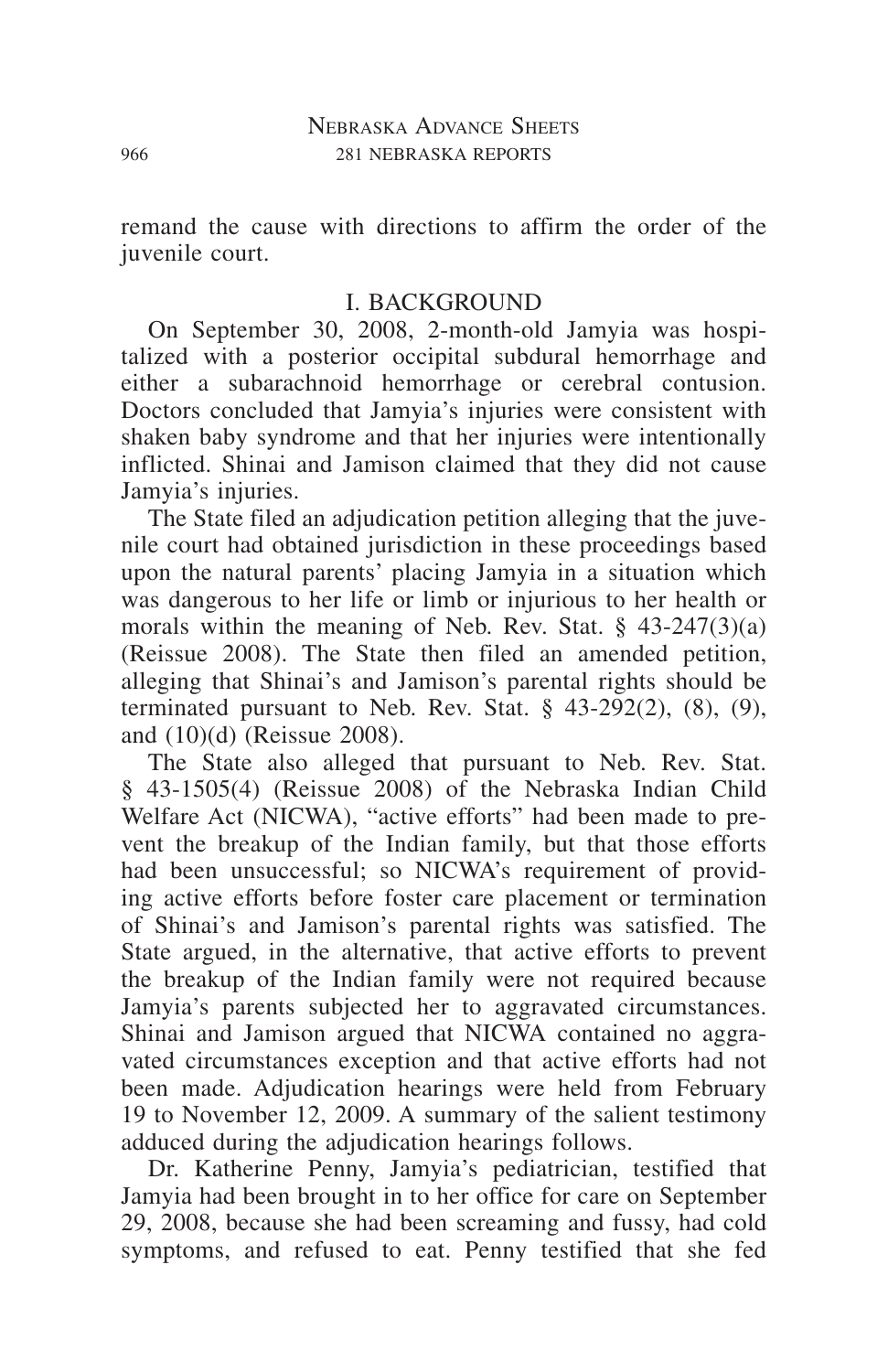remand the cause with directions to affirm the order of the juvenile court.

## I. BACKGROUND

On September 30, 2008, 2-month-old Jamyia was hospitalized with a posterior occipital subdural hemorrhage and either a subarachnoid hemorrhage or cerebral contusion. Doctors concluded that Jamyia's injuries were consistent with shaken baby syndrome and that her injuries were intentionally inflicted. Shinai and Jamison claimed that they did not cause Jamyia's injuries.

The State filed an adjudication petition alleging that the juvenile court had obtained jurisdiction in these proceedings based upon the natural parents' placing Jamyia in a situation which was dangerous to her life or limb or injurious to her health or morals within the meaning of Neb. Rev. Stat. § 43-247(3)(a) (Reissue 2008). The State then filed an amended petition, alleging that Shinai's and Jamison's parental rights should be terminated pursuant to Neb. Rev. Stat. § 43-292(2), (8), (9), and (10)(d) (Reissue 2008).

The State also alleged that pursuant to Neb. Rev. Stat. § 43-1505(4) (Reissue 2008) of the Nebraska Indian Child Welfare Act (NICWA), "active efforts" had been made to prevent the breakup of the Indian family, but that those efforts had been unsuccessful; so NICWA's requirement of providing active efforts before foster care placement or termination of Shinai's and Jamison's parental rights was satisfied. The State argued, in the alternative, that active efforts to prevent the breakup of the Indian family were not required because Jamyia's parents subjected her to aggravated circumstances. Shinai and Jamison argued that NICWA contained no aggravated circumstances exception and that active efforts had not been made. Adjudication hearings were held from February 19 to November 12, 2009. A summary of the salient testimony adduced during the adjudication hearings follows.

Dr. Katherine Penny, Jamyia's pediatrician, testified that Jamyia had been brought in to her office for care on September 29, 2008, because she had been screaming and fussy, had cold symptoms, and refused to eat. Penny testified that she fed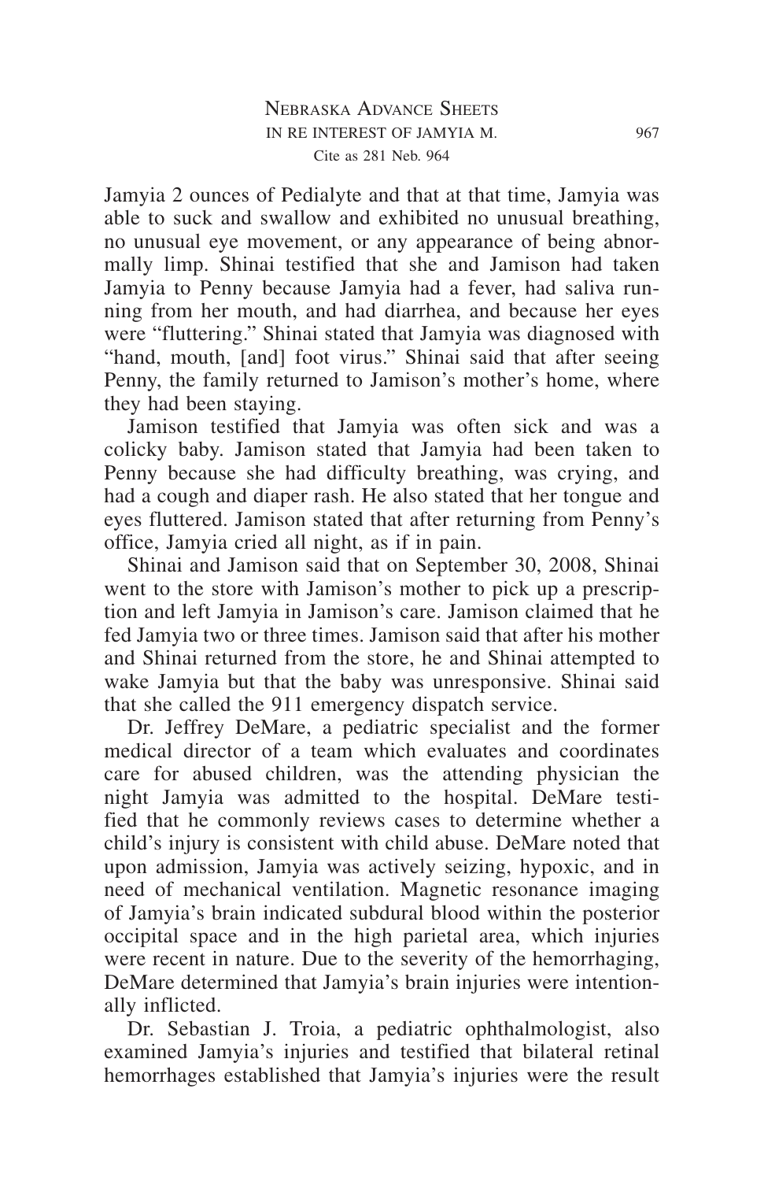Jamyia 2 ounces of Pedialyte and that at that time, Jamyia was able to suck and swallow and exhibited no unusual breathing, no unusual eye movement, or any appearance of being abnormally limp. Shinai testified that she and Jamison had taken Jamyia to Penny because Jamyia had a fever, had saliva running from her mouth, and had diarrhea, and because her eyes were "fluttering." Shinai stated that Jamyia was diagnosed with "hand, mouth, [and] foot virus." Shinai said that after seeing Penny, the family returned to Jamison's mother's home, where they had been staying.

Jamison testified that Jamyia was often sick and was a colicky baby. Jamison stated that Jamyia had been taken to Penny because she had difficulty breathing, was crying, and had a cough and diaper rash. He also stated that her tongue and eyes fluttered. Jamison stated that after returning from Penny's office, Jamyia cried all night, as if in pain.

Shinai and Jamison said that on September 30, 2008, Shinai went to the store with Jamison's mother to pick up a prescription and left Jamyia in Jamison's care. Jamison claimed that he fed Jamyia two or three times. Jamison said that after his mother and Shinai returned from the store, he and Shinai attempted to wake Jamyia but that the baby was unresponsive. Shinai said that she called the 911 emergency dispatch service.

Dr. Jeffrey DeMare, a pediatric specialist and the former medical director of a team which evaluates and coordinates care for abused children, was the attending physician the night Jamyia was admitted to the hospital. DeMare testified that he commonly reviews cases to determine whether a child's injury is consistent with child abuse. DeMare noted that upon admission, Jamyia was actively seizing, hypoxic, and in need of mechanical ventilation. Magnetic resonance imaging of Jamyia's brain indicated subdural blood within the posterior occipital space and in the high parietal area, which injuries were recent in nature. Due to the severity of the hemorrhaging, DeMare determined that Jamyia's brain injuries were intentionally inflicted.

Dr. Sebastian J. Troia, a pediatric ophthalmologist, also examined Jamyia's injuries and testified that bilateral retinal hemorrhages established that Jamyia's injuries were the result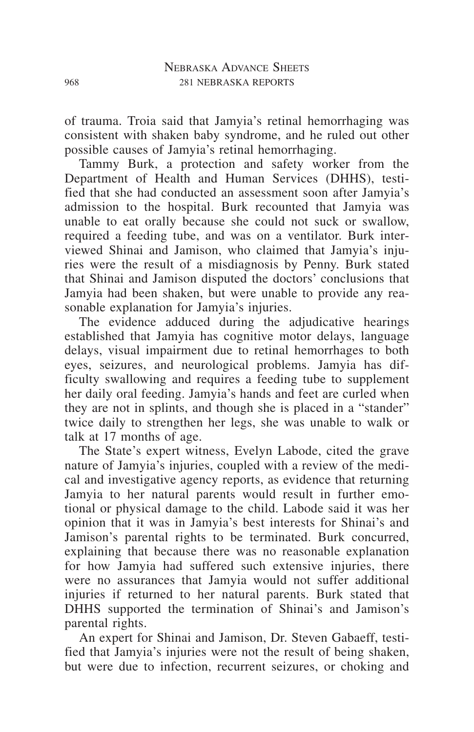of trauma. Troia said that Jamyia's retinal hemorrhaging was consistent with shaken baby syndrome, and he ruled out other possible causes of Jamyia's retinal hemorrhaging.

Tammy Burk, a protection and safety worker from the Department of Health and Human Services (DHHS), testified that she had conducted an assessment soon after Jamyia's admission to the hospital. Burk recounted that Jamyia was unable to eat orally because she could not suck or swallow, required a feeding tube, and was on a ventilator. Burk interviewed Shinai and Jamison, who claimed that Jamyia's injuries were the result of a misdiagnosis by Penny. Burk stated that Shinai and Jamison disputed the doctors' conclusions that Jamyia had been shaken, but were unable to provide any reasonable explanation for Jamyia's injuries.

The evidence adduced during the adjudicative hearings established that Jamyia has cognitive motor delays, language delays, visual impairment due to retinal hemorrhages to both eyes, seizures, and neurological problems. Jamyia has difficulty swallowing and requires a feeding tube to supplement her daily oral feeding. Jamyia's hands and feet are curled when they are not in splints, and though she is placed in a "stander" twice daily to strengthen her legs, she was unable to walk or talk at 17 months of age.

The State's expert witness, Evelyn Labode, cited the grave nature of Jamyia's injuries, coupled with a review of the medical and investigative agency reports, as evidence that returning Jamyia to her natural parents would result in further emotional or physical damage to the child. Labode said it was her opinion that it was in Jamyia's best interests for Shinai's and Jamison's parental rights to be terminated. Burk concurred, explaining that because there was no reasonable explanation for how Jamyia had suffered such extensive injuries, there were no assurances that Jamyia would not suffer additional injuries if returned to her natural parents. Burk stated that DHHS supported the termination of Shinai's and Jamison's parental rights.

An expert for Shinai and Jamison, Dr. Steven Gabaeff, testified that Jamyia's injuries were not the result of being shaken, but were due to infection, recurrent seizures, or choking and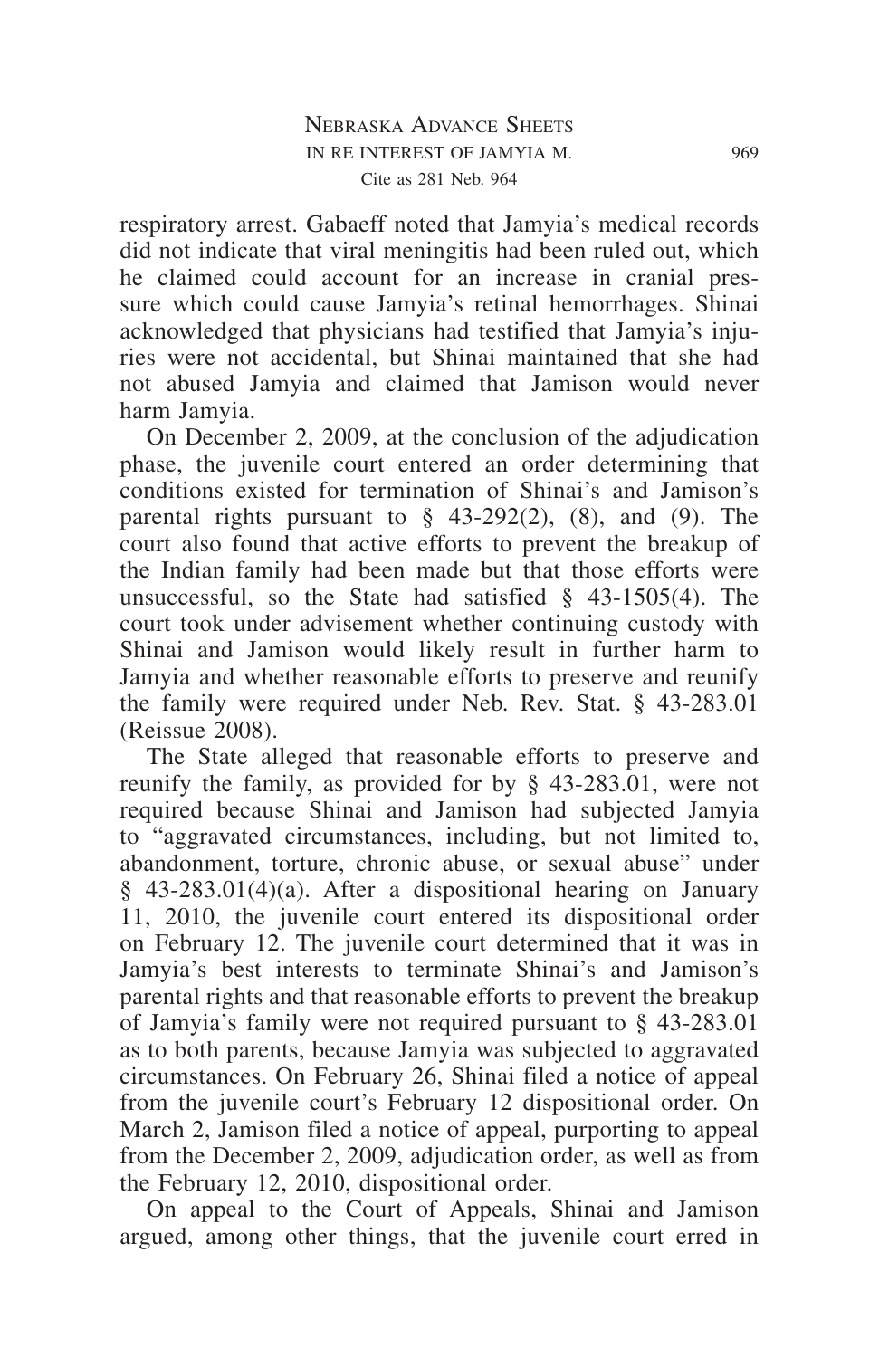respiratory arrest. Gabaeff noted that Jamyia's medical records did not indicate that viral meningitis had been ruled out, which he claimed could account for an increase in cranial pressure which could cause Jamyia's retinal hemorrhages. Shinai acknowledged that physicians had testified that Jamyia's injuries were not accidental, but Shinai maintained that she had not abused Jamyia and claimed that Jamison would never harm Jamyia.

On December 2, 2009, at the conclusion of the adjudication phase, the juvenile court entered an order determining that conditions existed for termination of Shinai's and Jamison's parental rights pursuant to § 43-292(2), (8), and (9). The court also found that active efforts to prevent the breakup of the Indian family had been made but that those efforts were unsuccessful, so the State had satisfied § 43-1505(4). The court took under advisement whether continuing custody with Shinai and Jamison would likely result in further harm to Jamyia and whether reasonable efforts to preserve and reunify the family were required under Neb. Rev. Stat. § 43-283.01 (Reissue 2008).

The State alleged that reasonable efforts to preserve and reunify the family, as provided for by § 43-283.01, were not required because Shinai and Jamison had subjected Jamyia to "aggravated circumstances, including, but not limited to, abandonment, torture, chronic abuse, or sexual abuse" under § 43-283.01(4)(a). After a dispositional hearing on January 11, 2010, the juvenile court entered its dispositional order on February 12. The juvenile court determined that it was in Jamyia's best interests to terminate Shinai's and Jamison's parental rights and that reasonable efforts to prevent the breakup of Jamyia's family were not required pursuant to § 43-283.01 as to both parents, because Jamyia was subjected to aggravated circumstances. On February 26, Shinai filed a notice of appeal from the juvenile court's February 12 dispositional order. On March 2, Jamison filed a notice of appeal, purporting to appeal from the December 2, 2009, adjudication order, as well as from the February 12, 2010, dispositional order.

On appeal to the Court of Appeals, Shinai and Jamison argued, among other things, that the juvenile court erred in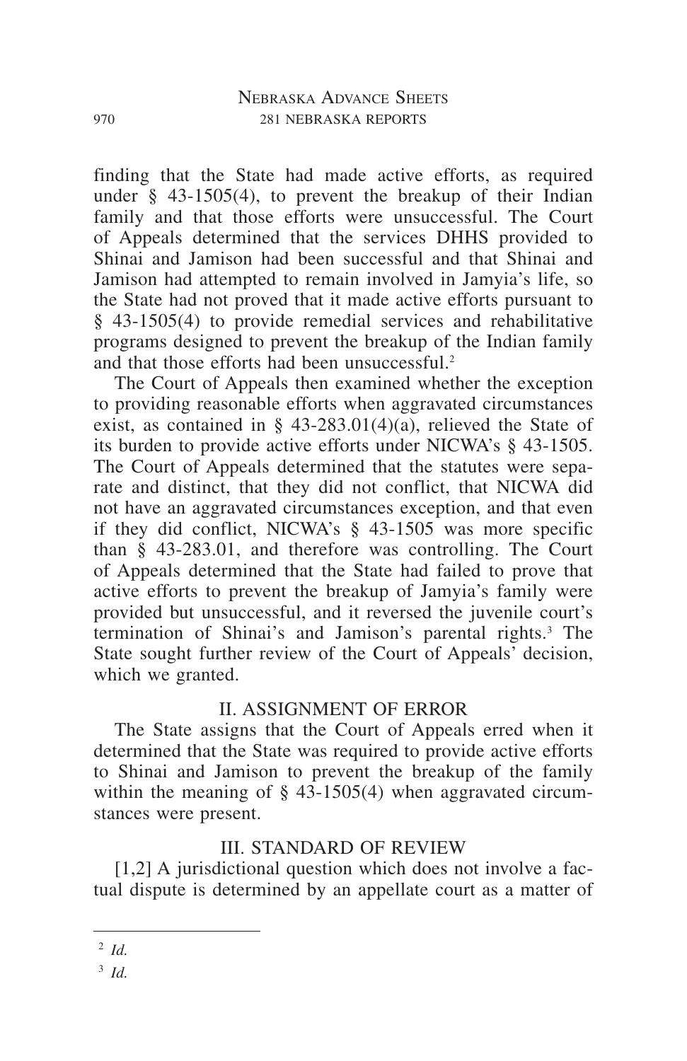finding that the State had made active efforts, as required under § 43-1505(4), to prevent the breakup of their Indian family and that those efforts were unsuccessful. The Court of Appeals determined that the services DHHS provided to Shinai and Jamison had been successful and that Shinai and Jamison had attempted to remain involved in Jamyia's life, so the State had not proved that it made active efforts pursuant to § 43-1505(4) to provide remedial services and rehabilitative programs designed to prevent the breakup of the Indian family and that those efforts had been unsuccessful.[2]

The Court of Appeals then examined whether the exception to providing reasonable efforts when aggravated circumstances exist, as contained in § 43-283.01(4)(a), relieved the State of its burden to provide active efforts under NICWA's § 43-1505. The Court of Appeals determined that the statutes were separate and distinct, that they did not conflict, that NICWA did not have an aggravated circumstances exception, and that even if they did conflict, NICWA's § 43-1505 was more specific than § 43-283.01, and therefore was controlling. The Court of Appeals determined that the State had failed to prove that active efforts to prevent the breakup of Jamyia's family were provided but unsuccessful, and it reversed the juvenile court's termination of Shinai's and Jamison's parental rights.[3] The State sought further review of the Court of Appeals' decision, which we granted.

## II. ASSIGNMENT OF ERROR

The State assigns that the Court of Appeals erred when it determined that the State was required to provide active efforts to Shinai and Jamison to prevent the breakup of the family within the meaning of § 43-1505(4) when aggravated circumstances were present.

## III. STANDARD OF REVIEW

[1,2] A jurisdictional question which does not involve a factual dispute is determined by an appellate court as a matter of

---

[2] *Id.*

[3] *Id.*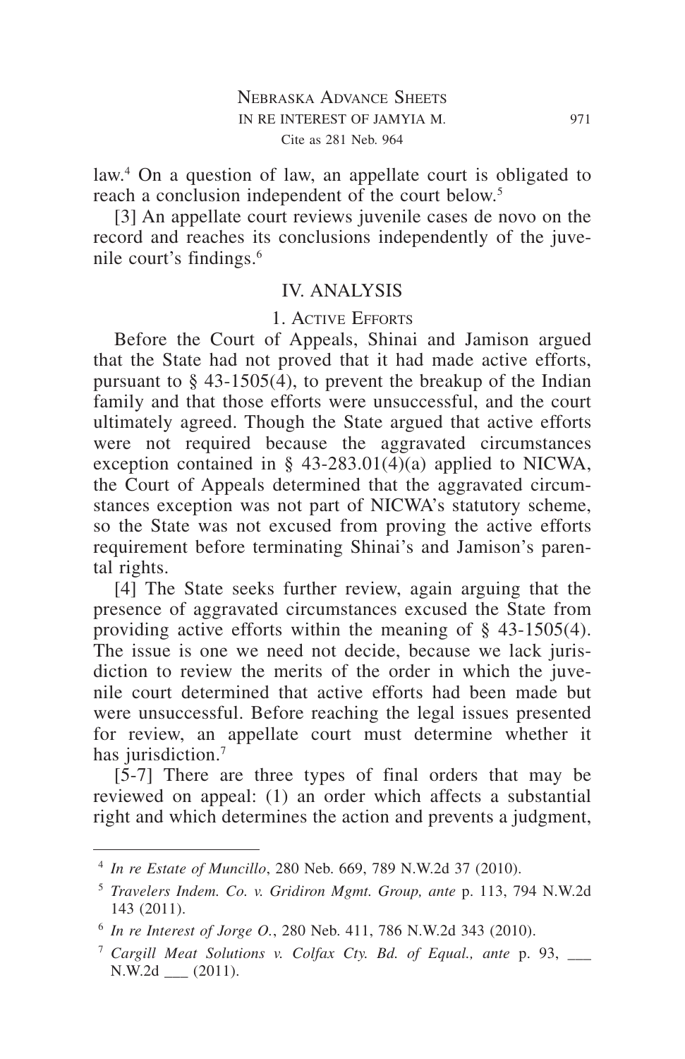law.[4] On a question of law, an appellate court is obligated to reach a conclusion independent of the court below.[5]

[3] An appellate court reviews juvenile cases de novo on the record and reaches its conclusions independently of the juvenile court's findings.[6]

## IV. ANALYSIS

### 1. Active Efforts

Before the Court of Appeals, Shinai and Jamison argued that the State had not proved that it had made active efforts, pursuant to § 43-1505(4), to prevent the breakup of the Indian family and that those efforts were unsuccessful, and the court ultimately agreed. Though the State argued that active efforts were not required because the aggravated circumstances exception contained in § 43-283.01(4)(a) applied to NICWA, the Court of Appeals determined that the aggravated circumstances exception was not part of NICWA's statutory scheme, so the State was not excused from proving the active efforts requirement before terminating Shinai's and Jamison's parental rights.

[4] The State seeks further review, again arguing that the presence of aggravated circumstances excused the State from providing active efforts within the meaning of § 43-1505(4). The issue is one we need not decide, because we lack jurisdiction to review the merits of the order in which the juvenile court determined that active efforts had been made but were unsuccessful. Before reaching the legal issues presented for review, an appellate court must determine whether it has jurisdiction.[7]

[5-7] There are three types of final orders that may be reviewed on appeal: (1) an order which affects a substantial right and which determines the action and prevents a judgment,

---

[4] *In re Estate of Muncillo*, 280 Neb. 669, 789 N.W.2d 37 (2010).

[5] *Travelers Indem. Co. v. Gridiron Mgmt. Group, ante* p. 113, 794 N.W.2d 143 (2011).

[6] *In re Interest of Jorge O.*, 280 Neb. 411, 786 N.W.2d 343 (2010).

[7] *Cargill Meat Solutions v. Colfax Cty. Bd. of Equal., ante* p. 93, ___ N.W.2d ___ (2011).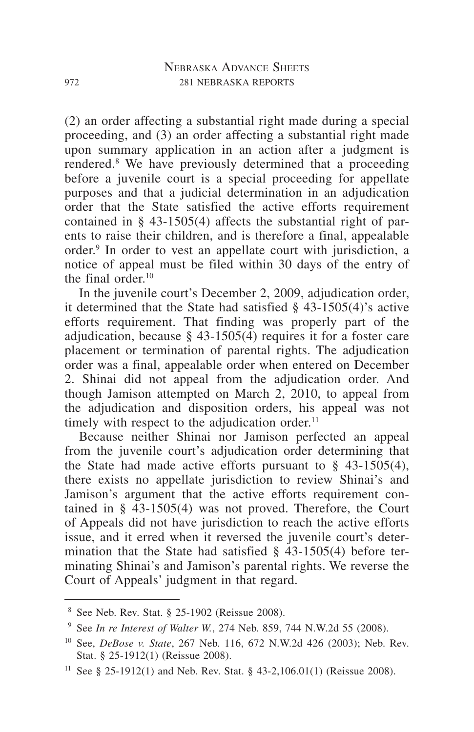(2) an order affecting a substantial right made during a special proceeding, and (3) an order affecting a substantial right made upon summary application in an action after a judgment is rendered.[8] We have previously determined that a proceeding before a juvenile court is a special proceeding for appellate purposes and that a judicial determination in an adjudication order that the State satisfied the active efforts requirement contained in § 43-1505(4) affects the substantial right of parents to raise their children, and is therefore a final, appealable order.[9] In order to vest an appellate court with jurisdiction, a notice of appeal must be filed within 30 days of the entry of the final order.[10]

In the juvenile court's December 2, 2009, adjudication order, it determined that the State had satisfied § 43-1505(4)'s active efforts requirement. That finding was properly part of the adjudication, because § 43-1505(4) requires it for a foster care placement or termination of parental rights. The adjudication order was a final, appealable order when entered on December 2. Shinai did not appeal from the adjudication order. And though Jamison attempted on March 2, 2010, to appeal from the adjudication and disposition orders, his appeal was not timely with respect to the adjudication order.[11]

Because neither Shinai nor Jamison perfected an appeal from the juvenile court's adjudication order determining that the State had made active efforts pursuant to § 43-1505(4), there exists no appellate jurisdiction to review Shinai's and Jamison's argument that the active efforts requirement contained in § 43-1505(4) was not proved. Therefore, the Court of Appeals did not have jurisdiction to reach the active efforts issue, and it erred when it reversed the juvenile court's determination that the State had satisfied § 43-1505(4) before terminating Shinai's and Jamison's parental rights. We reverse the Court of Appeals' judgment in that regard.

---

[8] See Neb. Rev. Stat. § 25-1902 (Reissue 2008).

[9] See *In re Interest of Walter W.*, 274 Neb. 859, 744 N.W.2d 55 (2008).

[10] See, *DeBose v. State*, 267 Neb. 116, 672 N.W.2d 426 (2003); Neb. Rev. Stat. § 25-1912(1) (Reissue 2008).

[11] See § 25-1912(1) and Neb. Rev. Stat. § 43-2,106.01(1) (Reissue 2008).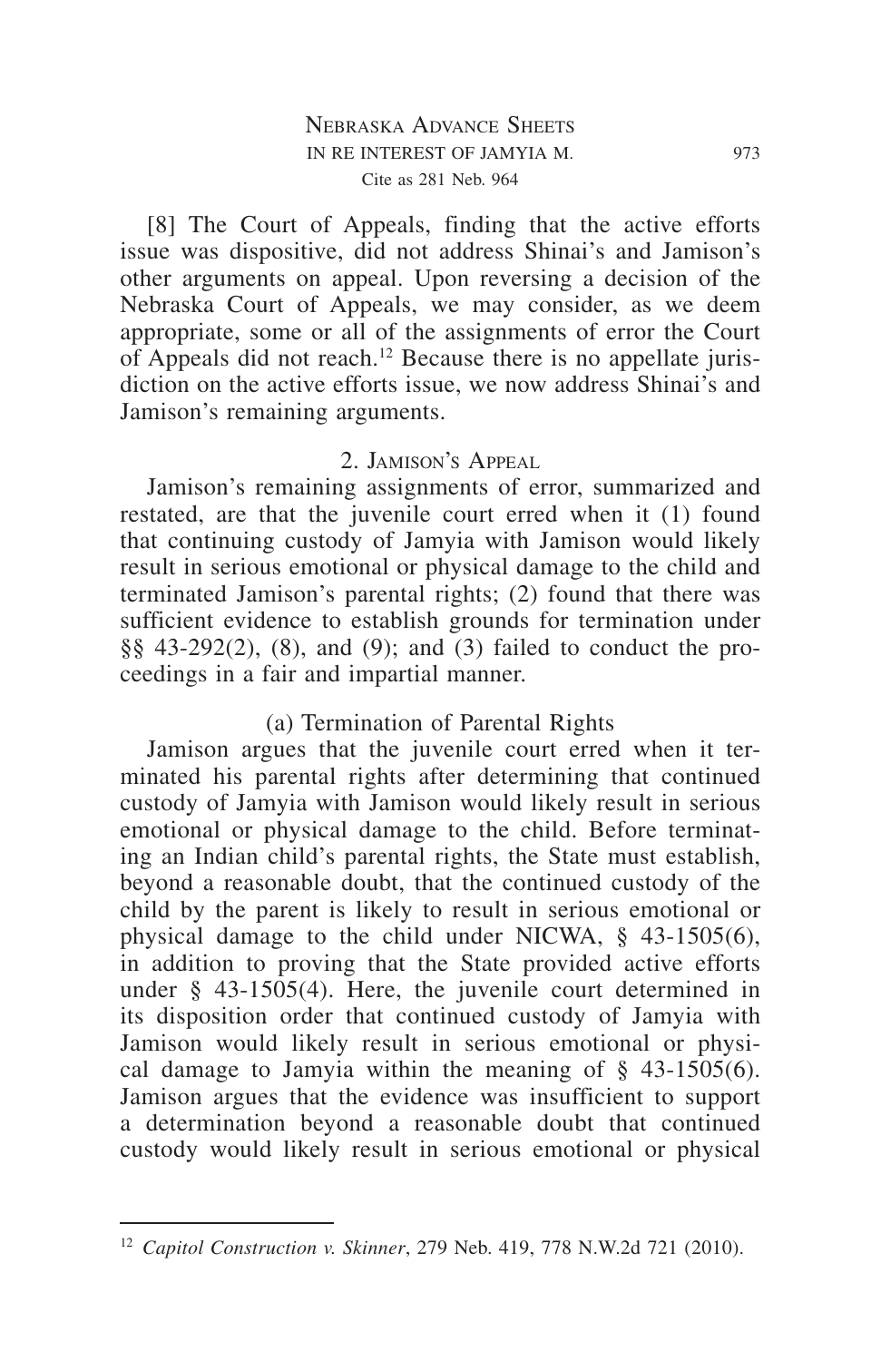[8] The Court of Appeals, finding that the active efforts issue was dispositive, did not address Shinai's and Jamison's other arguments on appeal. Upon reversing a decision of the Nebraska Court of Appeals, we may consider, as we deem appropriate, some or all of the assignments of error the Court of Appeals did not reach.[12] Because there is no appellate jurisdiction on the active efforts issue, we now address Shinai's and Jamison's remaining arguments.

### 2. Jamison's Appeal

Jamison's remaining assignments of error, summarized and restated, are that the juvenile court erred when it (1) found that continuing custody of Jamyia with Jamison would likely result in serious emotional or physical damage to the child and terminated Jamison's parental rights; (2) found that there was sufficient evidence to establish grounds for termination under §§ 43-292(2), (8), and (9); and (3) failed to conduct the proceedings in a fair and impartial manner.

#### (a) Termination of Parental Rights

Jamison argues that the juvenile court erred when it terminated his parental rights after determining that continued custody of Jamyia with Jamison would likely result in serious emotional or physical damage to the child. Before terminating an Indian child's parental rights, the State must establish, beyond a reasonable doubt, that the continued custody of the child by the parent is likely to result in serious emotional or physical damage to the child under NICWA, § 43-1505(6), in addition to proving that the State provided active efforts under § 43-1505(4). Here, the juvenile court determined in its disposition order that continued custody of Jamyia with Jamison would likely result in serious emotional or physical damage to Jamyia within the meaning of § 43-1505(6). Jamison argues that the evidence was insufficient to support a determination beyond a reasonable doubt that continued custody would likely result in serious emotional or physical

---

[12] *Capitol Construction v. Skinner*, 279 Neb. 419, 778 N.W.2d 721 (2010).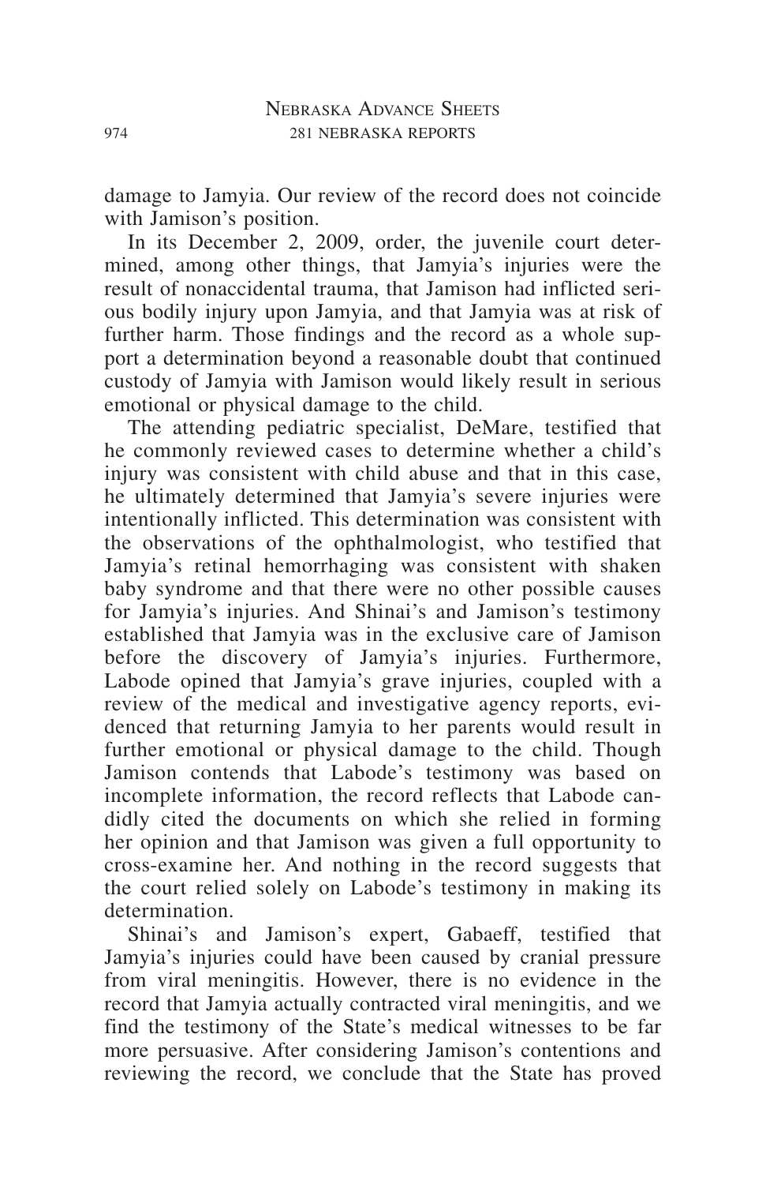damage to Jamyia. Our review of the record does not coincide with Jamison's position.

In its December 2, 2009, order, the juvenile court determined, among other things, that Jamyia's injuries were the result of nonaccidental trauma, that Jamison had inflicted serious bodily injury upon Jamyia, and that Jamyia was at risk of further harm. Those findings and the record as a whole support a determination beyond a reasonable doubt that continued custody of Jamyia with Jamison would likely result in serious emotional or physical damage to the child.

The attending pediatric specialist, DeMare, testified that he commonly reviewed cases to determine whether a child's injury was consistent with child abuse and that in this case, he ultimately determined that Jamyia's severe injuries were intentionally inflicted. This determination was consistent with the observations of the ophthalmologist, who testified that Jamyia's retinal hemorrhaging was consistent with shaken baby syndrome and that there were no other possible causes for Jamyia's injuries. And Shinai's and Jamison's testimony established that Jamyia was in the exclusive care of Jamison before the discovery of Jamyia's injuries. Furthermore, Labode opined that Jamyia's grave injuries, coupled with a review of the medical and investigative agency reports, evidenced that returning Jamyia to her parents would result in further emotional or physical damage to the child. Though Jamison contends that Labode's testimony was based on incomplete information, the record reflects that Labode candidly cited the documents on which she relied in forming her opinion and that Jamison was given a full opportunity to cross-examine her. And nothing in the record suggests that the court relied solely on Labode's testimony in making its determination.

Shinai's and Jamison's expert, Gabaeff, testified that Jamyia's injuries could have been caused by cranial pressure from viral meningitis. However, there is no evidence in the record that Jamyia actually contracted viral meningitis, and we find the testimony of the State's medical witnesses to be far more persuasive. After considering Jamison's contentions and reviewing the record, we conclude that the State has proved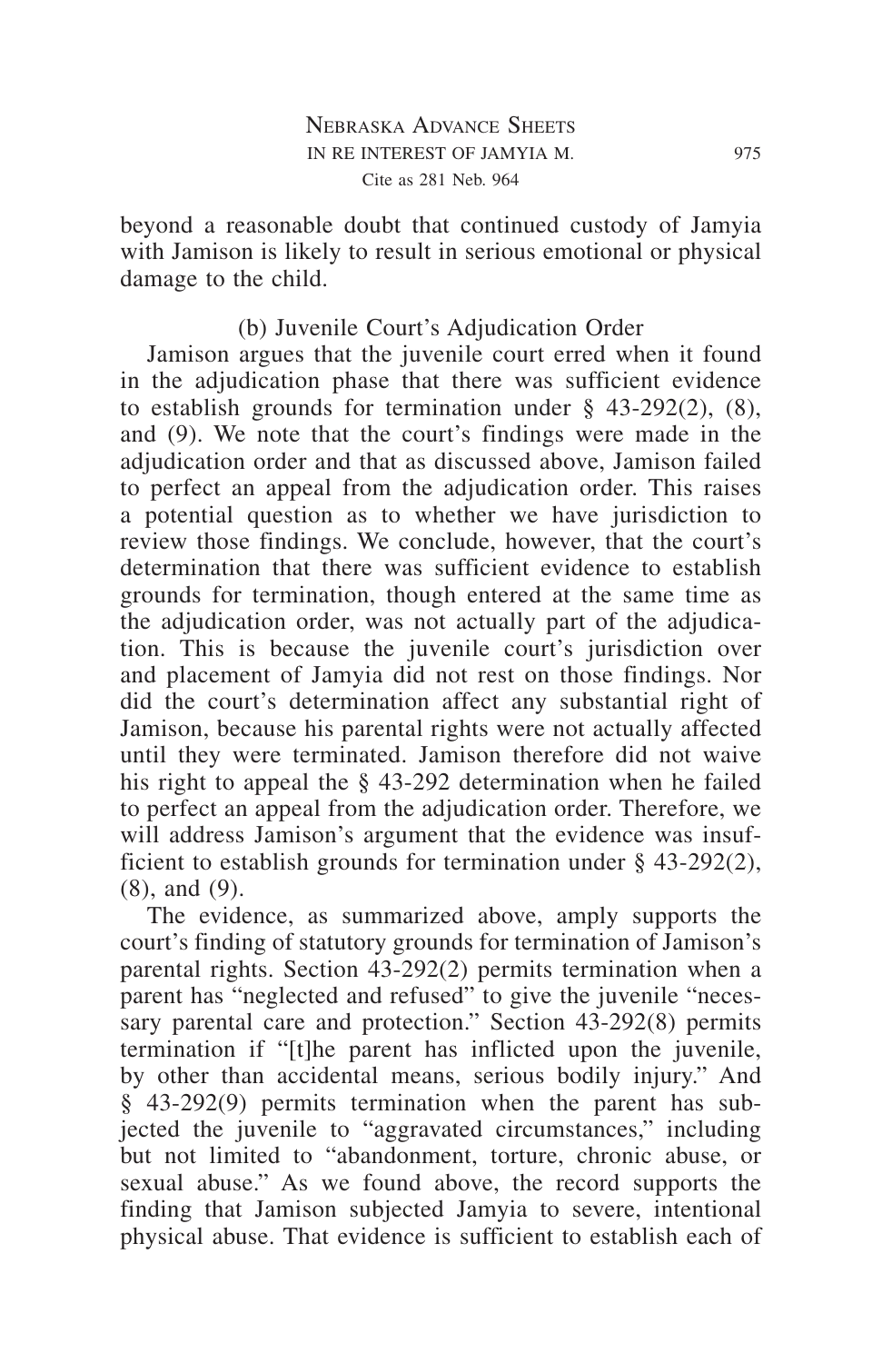beyond a reasonable doubt that continued custody of Jamyia with Jamison is likely to result in serious emotional or physical damage to the child.

### (b) Juvenile Court's Adjudication Order

Jamison argues that the juvenile court erred when it found in the adjudication phase that there was sufficient evidence to establish grounds for termination under § 43-292(2), (8), and (9). We note that the court's findings were made in the adjudication order and that as discussed above, Jamison failed to perfect an appeal from the adjudication order. This raises a potential question as to whether we have jurisdiction to review those findings. We conclude, however, that the court's determination that there was sufficient evidence to establish grounds for termination, though entered at the same time as the adjudication order, was not actually part of the adjudication. This is because the juvenile court's jurisdiction over and placement of Jamyia did not rest on those findings. Nor did the court's determination affect any substantial right of Jamison, because his parental rights were not actually affected until they were terminated. Jamison therefore did not waive his right to appeal the § 43-292 determination when he failed to perfect an appeal from the adjudication order. Therefore, we will address Jamison's argument that the evidence was insufficient to establish grounds for termination under § 43-292(2), (8), and (9).

The evidence, as summarized above, amply supports the court's finding of statutory grounds for termination of Jamison's parental rights. Section 43-292(2) permits termination when a parent has "neglected and refused" to give the juvenile "necessary parental care and protection." Section 43-292(8) permits termination if "[t]he parent has inflicted upon the juvenile, by other than accidental means, serious bodily injury." And § 43-292(9) permits termination when the parent has subjected the juvenile to "aggravated circumstances," including but not limited to "abandonment, torture, chronic abuse, or sexual abuse." As we found above, the record supports the finding that Jamison subjected Jamyia to severe, intentional physical abuse. That evidence is sufficient to establish each of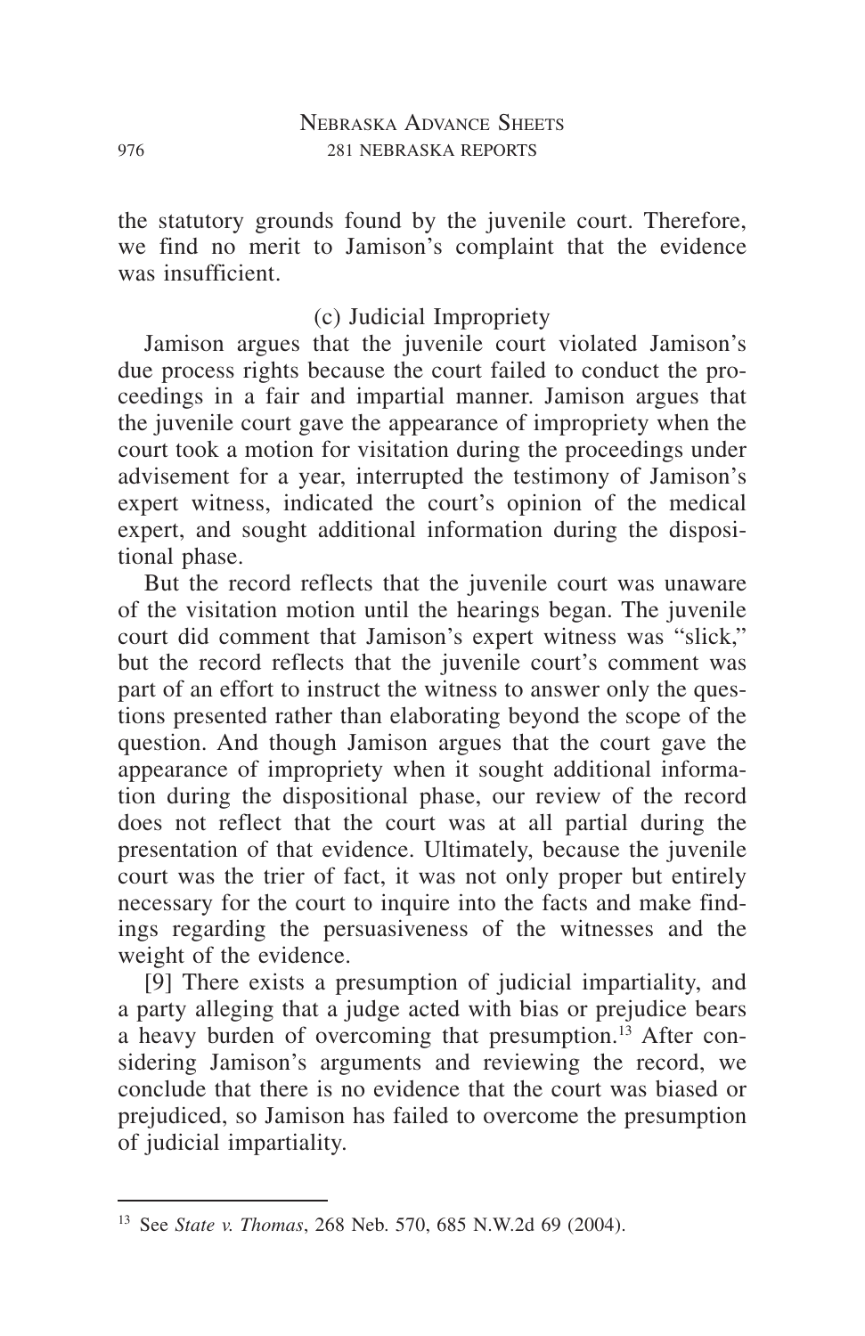the statutory grounds found by the juvenile court. Therefore, we find no merit to Jamison's complaint that the evidence was insufficient.

### (c) Judicial Impropriety

Jamison argues that the juvenile court violated Jamison's due process rights because the court failed to conduct the proceedings in a fair and impartial manner. Jamison argues that the juvenile court gave the appearance of impropriety when the court took a motion for visitation during the proceedings under advisement for a year, interrupted the testimony of Jamison's expert witness, indicated the court's opinion of the medical expert, and sought additional information during the dispositional phase.

But the record reflects that the juvenile court was unaware of the visitation motion until the hearings began. The juvenile court did comment that Jamison's expert witness was "slick," but the record reflects that the juvenile court's comment was part of an effort to instruct the witness to answer only the questions presented rather than elaborating beyond the scope of the question. And though Jamison argues that the court gave the appearance of impropriety when it sought additional information during the dispositional phase, our review of the record does not reflect that the court was at all partial during the presentation of that evidence. Ultimately, because the juvenile court was the trier of fact, it was not only proper but entirely necessary for the court to inquire into the facts and make findings regarding the persuasiveness of the witnesses and the weight of the evidence.

[9] There exists a presumption of judicial impartiality, and a party alleging that a judge acted with bias or prejudice bears a heavy burden of overcoming that presumption.[13] After considering Jamison's arguments and reviewing the record, we conclude that there is no evidence that the court was biased or prejudiced, so Jamison has failed to overcome the presumption of judicial impartiality.

---

[13] See *State v. Thomas*, 268 Neb. 570, 685 N.W.2d 69 (2004).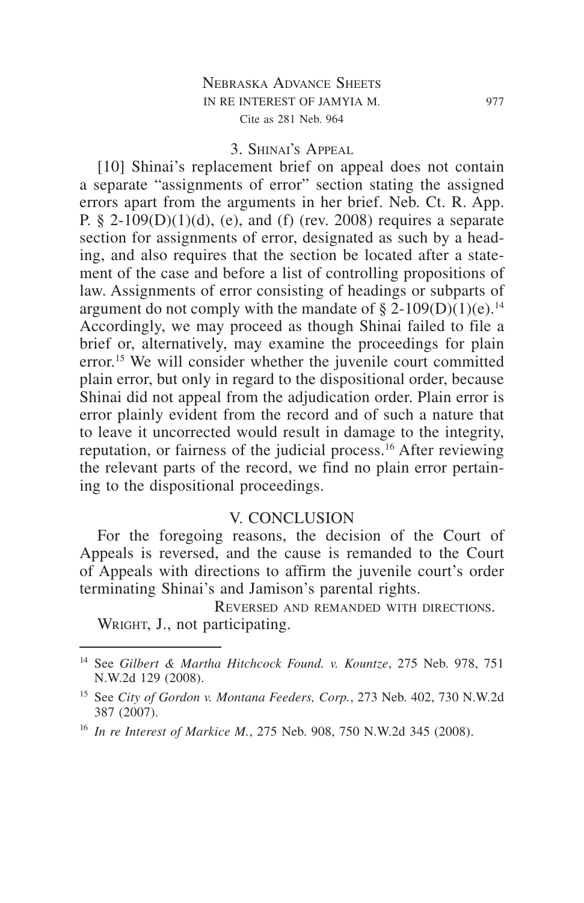### 3. Shinai's Appeal

[10] Shinai's replacement brief on appeal does not contain a separate "assignments of error" section stating the assigned errors apart from the arguments in her brief. Neb. Ct. R. App. P. § 2-109(D)(1)(d), (e), and (f) (rev. 2008) requires a separate section for assignments of error, designated as such by a heading, and also requires that the section be located after a statement of the case and before a list of controlling propositions of law. Assignments of error consisting of headings or subparts of argument do not comply with the mandate of § 2-109(D)(1)(e).[14] Accordingly, we may proceed as though Shinai failed to file a brief or, alternatively, may examine the proceedings for plain error.[15] We will consider whether the juvenile court committed plain error, but only in regard to the dispositional order, because Shinai did not appeal from the adjudication order. Plain error is error plainly evident from the record and of such a nature that to leave it uncorrected would result in damage to the integrity, reputation, or fairness of the judicial process.[16] After reviewing the relevant parts of the record, we find no plain error pertaining to the dispositional proceedings.

## V. CONCLUSION

For the foregoing reasons, the decision of the Court of Appeals is reversed, and the cause is remanded to the Court of Appeals with directions to affirm the juvenile court's order terminating Shinai's and Jamison's parental rights.

Reversed and remanded with directions.

Wright, J., not participating.

---

[14] See *Gilbert & Martha Hitchcock Found. v. Kountze*, 275 Neb. 978, 751 N.W.2d 129 (2008).

[15] See *City of Gordon v. Montana Feeders, Corp.*, 273 Neb. 402, 730 N.W.2d 387 (2007).

[16] *In re Interest of Markice M.*, 275 Neb. 908, 750 N.W.2d 345 (2008).